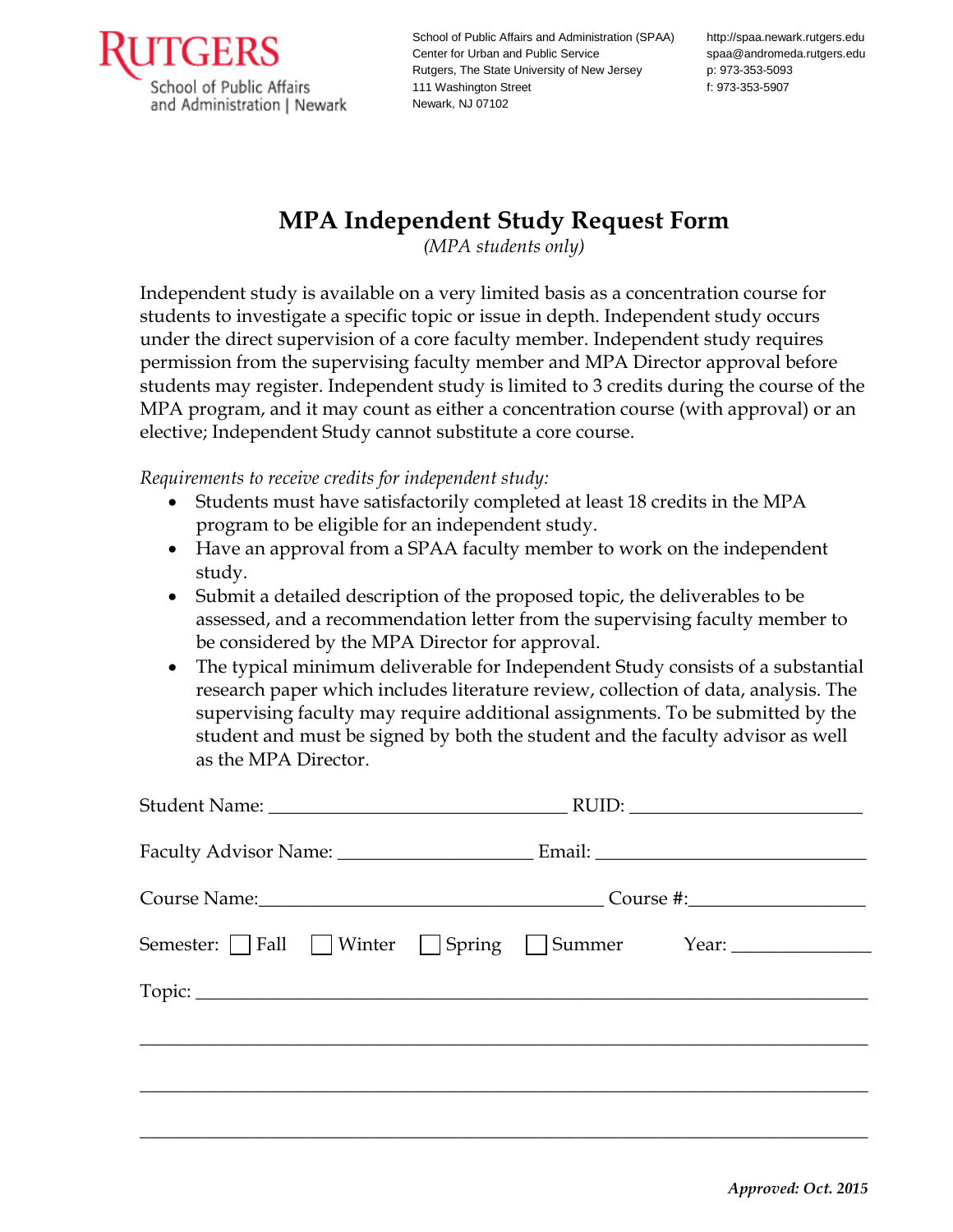RUTGERS School of Public Affairs and Administration | Newark

School of Public Affairs and Administration (SPAA)
Center for Urban and Public Service
Rutgers, The State University of New Jersey
111 Washington Street
Newark, NJ 07102

http://spaa.newark.rutgers.edu
spaa@andromeda.rutgers.edu
p: 973-353-5093
f: 973-353-5907

# MPA Independent Study Request Form

*(MPA students only)*

Independent study is available on a very limited basis as a concentration course for students to investigate a specific topic or issue in depth. Independent study occurs under the direct supervision of a core faculty member. Independent study requires permission from the supervising faculty member and MPA Director approval before students may register. Independent study is limited to 3 credits during the course of the MPA program, and it may count as either a concentration course (with approval) or an elective; Independent Study cannot substitute a core course.

*Requirements to receive credits for independent study:*

- Students must have satisfactorily completed at least 18 credits in the MPA program to be eligible for an independent study.
- Have an approval from a SPAA faculty member to work on the independent study.
- Submit a detailed description of the proposed topic, the deliverables to be assessed, and a recommendation letter from the supervising faculty member to be considered by the MPA Director for approval.
- The typical minimum deliverable for Independent Study consists of a substantial research paper which includes literature review, collection of data, analysis. The supervising faculty may require additional assignments. To be submitted by the student and must be signed by both the student and the faculty advisor as well as the MPA Director.

Student Name: ______________________________ RUID: ______________________

Faculty Advisor Name: ____________________ Email: ___________________________

Course Name:___________________________________ Course #:_________________

Semester: ☐ Fall ☐ Winter ☐ Spring ☐ Summer Year: ______________

Topic: ______________________________________________________________________

_____________________________________________________________________________

_____________________________________________________________________________

_____________________________________________________________________________

*Approved: Oct. 2015*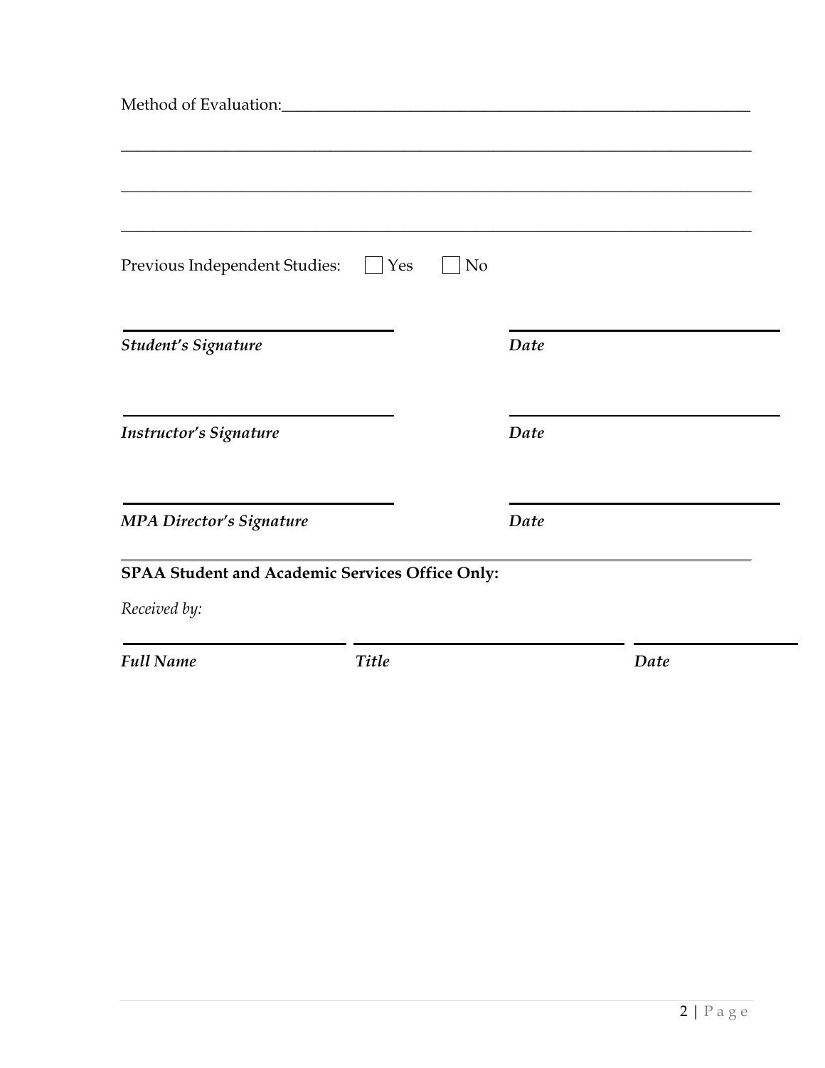Method of Evaluation:_______________________________________________________________

_____________________________________________________________________________

_____________________________________________________________________________

_____________________________________________________________________________

Previous Independent Studies: ☐ Yes ☐ No

| | |
|---|---|
| ______________________________ | ______________________________ |
| ***Student's Signature*** | ***Date*** |
| ______________________________ | ______________________________ |
| ***Instructor's Signature*** | ***Date*** |
| ______________________________ | ______________________________ |
| ***MPA Director's Signature*** | ***Date*** |

---

**SPAA Student and Academic Services Office Only:**

*Received by:*

| | | |
|---|---|---|
| ______________________ | ______________________ | ______________________ |
| ***Full Name*** | ***Title*** | ***Date*** |